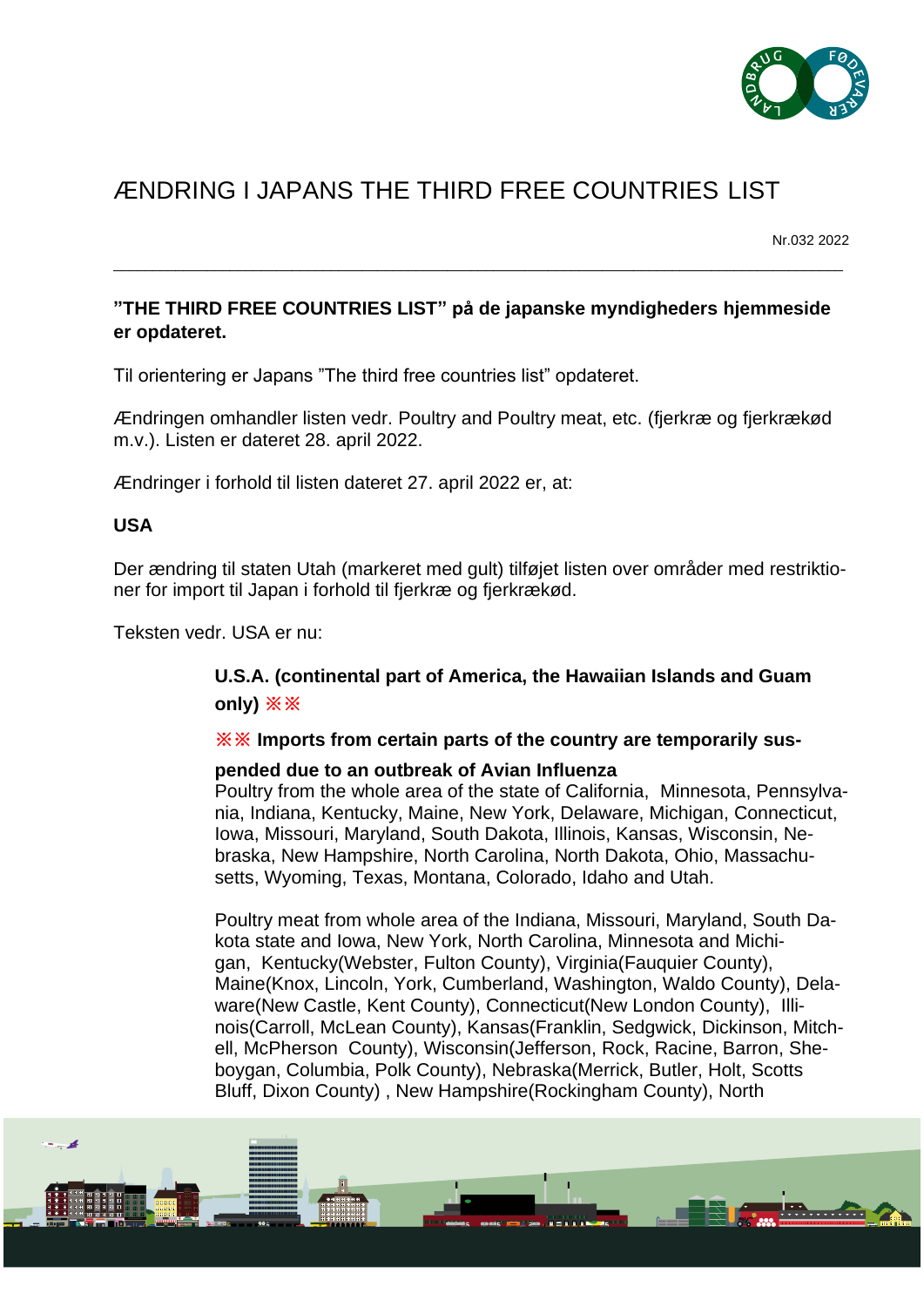# ÆNDRING I JAPANS THE THIRD FREE COUNTRIES LIST

Nr.032 2022

---

**"THE THIRD FREE COUNTRIES LIST" på de japanske myndigheders hjemmeside er opdateret.**

Til orientering er Japans "The third free countries list" opdateret.

Ændringen omhandler listen vedr. Poultry and Poultry meat, etc. (fjerkræ og fjerkrækød m.v.). Listen er dateret 28. april 2022.

Ændringer i forhold til listen dateret 27. april 2022 er, at:

**USA**

Der ændring til staten Utah (markeret med gult) tilføjet listen over områder med restriktioner for import til Japan i forhold til fjerkræ og fjerkrækød.

Teksten vedr. USA er nu:

> **U.S.A. (continental part of America, the Hawaiian Islands and Guam only) ※※**
>
> **※※ Imports from certain parts of the country are temporarily suspended due to an outbreak of Avian Influenza**
> Poultry from the whole area of the state of California, Minnesota, Pennsylvania, Indiana, Kentucky, Maine, New York, Delaware, Michigan, Connecticut, Iowa, Missouri, Maryland, South Dakota, Illinois, Kansas, Wisconsin, Nebraska, New Hampshire, North Carolina, North Dakota, Ohio, Massachusetts, Wyoming, Texas, Montana, Colorado, Idaho and Utah.
>
> Poultry meat from whole area of the Indiana, Missouri, Maryland, South Dakota state and Iowa, New York, North Carolina, Minnesota and Michigan, Kentucky(Webster, Fulton County), Virginia(Fauquier County), Maine(Knox, Lincoln, York, Cumberland, Washington, Waldo County), Delaware(New Castle, Kent County), Connecticut(New London County), Illinois(Carroll, McLean County), Kansas(Franklin, Sedgwick, Dickinson, Mitchell, McPherson County), Wisconsin(Jefferson, Rock, Racine, Barron, Sheboygan, Columbia, Polk County), Nebraska(Merrick, Butler, Holt, Scotts Bluff, Dixon County) , New Hampshire(Rockingham County), North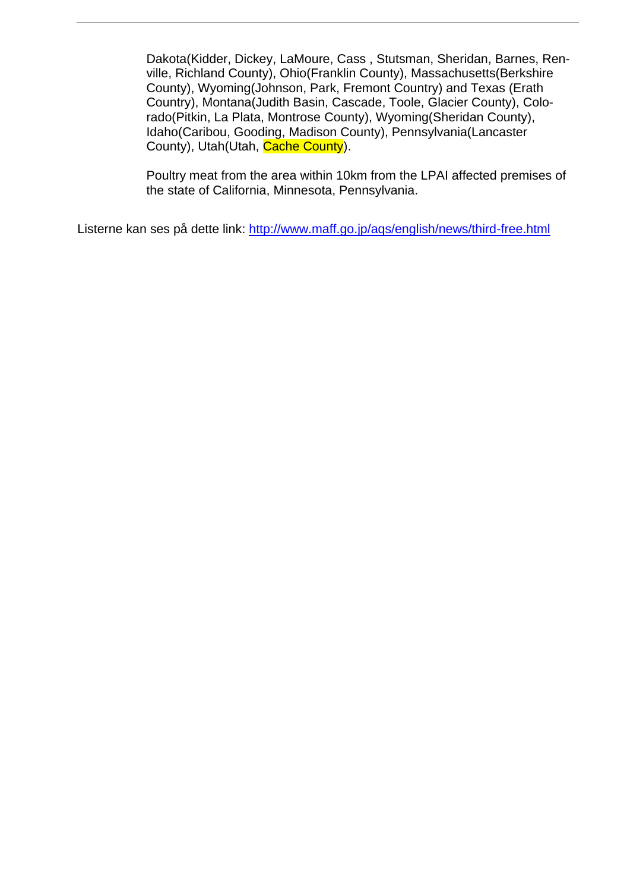Dakota(Kidder, Dickey, LaMoure, Cass , Stutsman, Sheridan, Barnes, Renville, Richland County), Ohio(Franklin County), Massachusetts(Berkshire County), Wyoming(Johnson, Park, Fremont Country) and Texas (Erath Country), Montana(Judith Basin, Cascade, Toole, Glacier County), Colorado(Pitkin, La Plata, Montrose County), Wyoming(Sheridan County), Idaho(Caribou, Gooding, Madison County), Pennsylvania(Lancaster County), Utah(Utah, Cache County).

Poultry meat from the area within 10km from the LPAI affected premises of the state of California, Minnesota, Pennsylvania.

Listerne kan ses på dette link: [http://www.maff.go.jp/aqs/english/news/third-free.html](http://www.maff.go.jp/aqs/english/news/third-free.html)